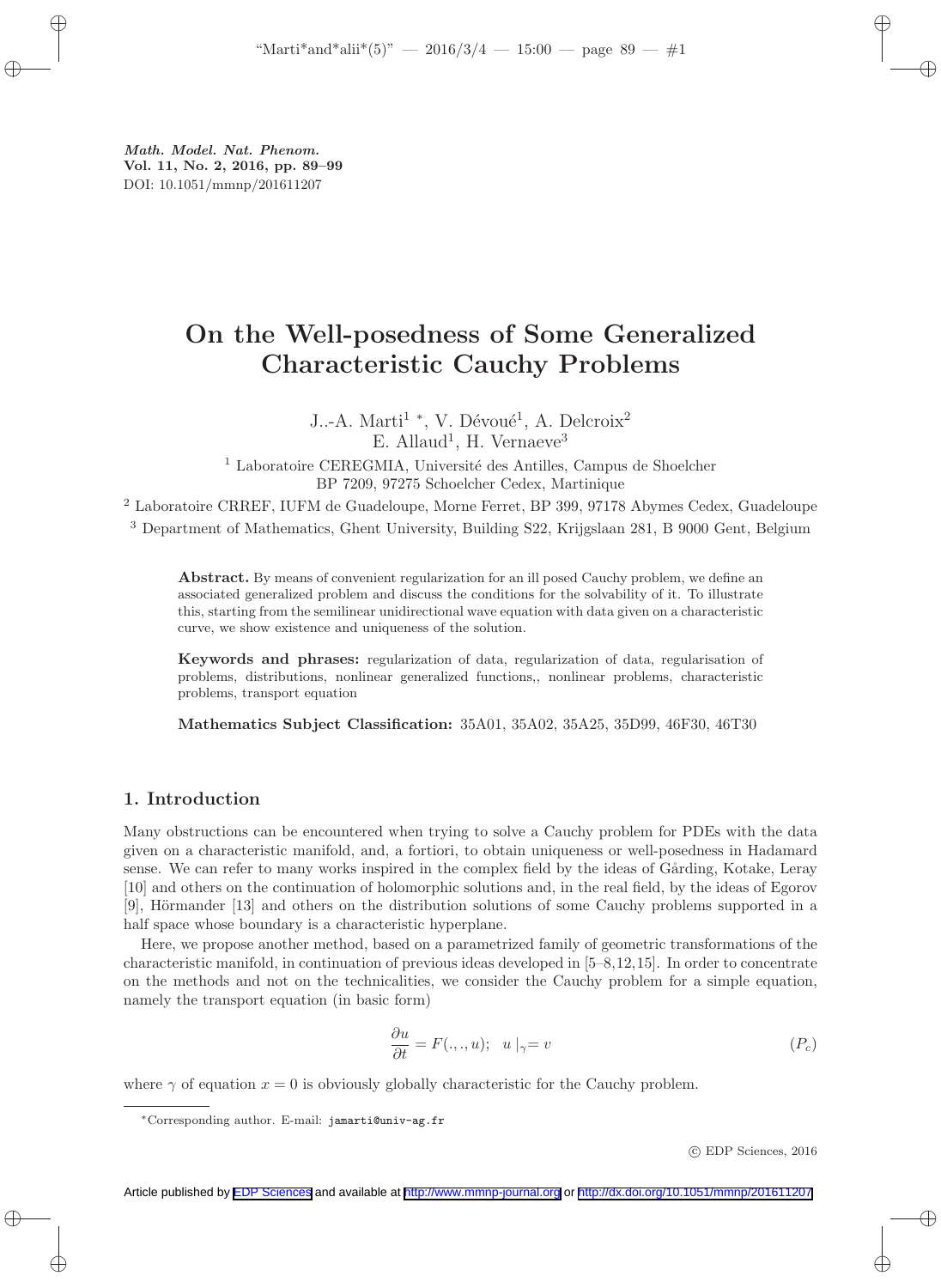*Math. Model. Nat. Phenom.*
**Vol. 11, No. 2, 2016, pp. 89–99**
DOI: 10.1051/mmnp/201611207

# On the Well-posedness of Some Generalized Characteristic Cauchy Problems

J.-A. Marti[1] *, V. Dévoué[1], A. Delcroix[2]
E. Allaud[1], H. Vernaeve[3]

[1] Laboratoire CEREGMIA, Université des Antilles, Campus de Shoelcher BP 7209, 97275 Schoelcher Cedex, Martinique

[2] Laboratoire CRREF, IUFM de Guadeloupe, Morne Ferret, BP 399, 97178 Abymes Cedex, Guadeloupe

[3] Department of Mathematics, Ghent University, Building S22, Krijgslaan 281, B 9000 Gent, Belgium

**Abstract.** By means of convenient regularization for an ill posed Cauchy problem, we define an associated generalized problem and discuss the conditions for the solvability of it. To illustrate this, starting from the semilinear unidirectional wave equation with data given on a characteristic curve, we show existence and uniqueness of the solution.

**Keywords and phrases:** regularization of data, regularization of data, regularisation of problems, distributions, nonlinear generalized functions,, nonlinear problems, characteristic problems, transport equation

**Mathematics Subject Classification:** 35A01, 35A02, 35A25, 35D99, 46F30, 46T30

## 1. Introduction

Many obstructions can be encountered when trying to solve a Cauchy problem for PDEs with the data given on a characteristic manifold, and, a fortiori, to obtain uniqueness or well-posedness in Hadamard sense. We can refer to many works inspired in the complex field by the ideas of Gårding, Kotake, Leray [10] and others on the continuation of holomorphic solutions and, in the real field, by the ideas of Egorov [9], Hörmander [13] and others on the distribution solutions of some Cauchy problems supported in a half space whose boundary is a characteristic hyperplane.

Here, we propose another method, based on a parametrized family of geometric transformations of the characteristic manifold, in continuation of previous ideas developed in [5–8,12,15]. In order to concentrate on the methods and not on the technicalities, we consider the Cauchy problem for a simple equation, namely the transport equation (in basic form)

$$\frac{\partial u}{\partial t} = F(.,.,u); \quad u\mid_{\gamma} = v \qquad (P_c)$$

where $\gamma$ of equation $x = 0$ is obviously globally characteristic for the Cauchy problem.

*Corresponding author. E-mail: jamarti@univ-ag.fr

© EDP Sciences, 2016

Article published by EDP Sciences and available at http://www.mmnp-journal.org or http://dx.doi.org/10.1051/mmnp/201611207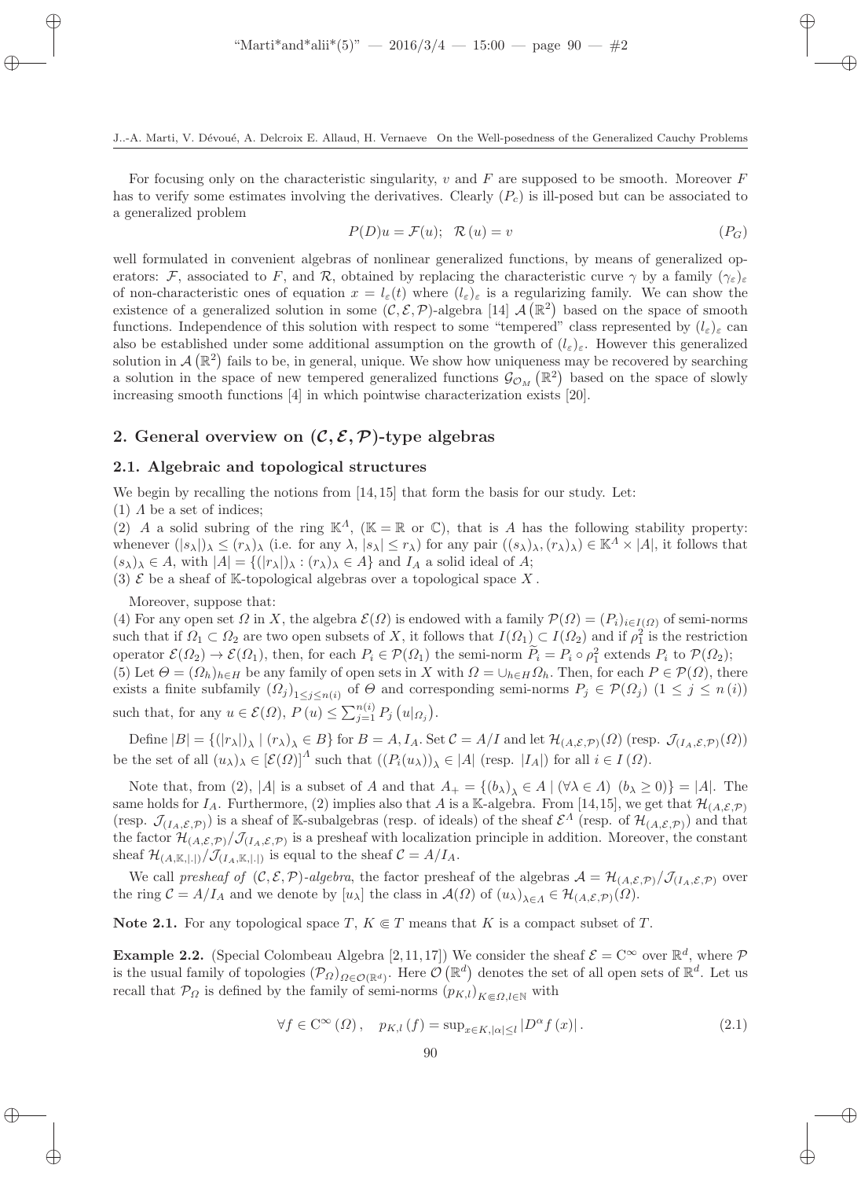For focusing only on the characteristic singularity, $v$ and $F$ are supposed to be smooth. Moreover $F$ has to verify some estimates involving the derivatives. Clearly $(P_c)$ is ill-posed but can be associated to a generalized problem

$$P(D)u = \mathcal{F}(u); \quad \mathcal{R}(u) = v \tag{$P_G$}$$

well formulated in convenient algebras of nonlinear generalized functions, by means of generalized operators: $\mathcal{F}$, associated to $F$, and $\mathcal{R}$, obtained by replacing the characteristic curve $\gamma$ by a family $(\gamma_\varepsilon)_\varepsilon$ of non-characteristic ones of equation $x = l_\varepsilon(t)$ where $(l_\varepsilon)_\varepsilon$ is a regularizing family. We can show the existence of a generalized solution in some $(\mathcal{C}, \mathcal{E}, \mathcal{P})$-algebra [14] $\mathcal{A}(\mathbb{R}^2)$ based on the space of smooth functions. Independence of this solution with respect to some "tempered" class represented by $(l_\varepsilon)_\varepsilon$ can also be established under some additional assumption on the growth of $(l_\varepsilon)_\varepsilon$. However this generalized solution in $\mathcal{A}(\mathbb{R}^2)$ fails to be, in general, unique. We show how uniqueness may be recovered by searching a solution in the space of new tempered generalized functions $\mathcal{G}_{\mathcal{O}_M}(\mathbb{R}^2)$ based on the space of slowly increasing smooth functions [4] in which pointwise characterization exists [20].

## 2. General overview on $(\mathcal{C}, \mathcal{E}, \mathcal{P})$-type algebras

### 2.1. Algebraic and topological structures

We begin by recalling the notions from [14, 15] that form the basis for our study. Let:

(1) $\Lambda$ be a set of indices;

(2) $A$ a solid subring of the ring $\mathbb{K}^\Lambda$, ($\mathbb{K} = \mathbb{R}$ or $\mathbb{C}$), that is $A$ has the following stability property: whenever $(|s_\lambda|)_\lambda \leq (r_\lambda)_\lambda$ (i.e. for any $\lambda$, $|s_\lambda| \leq r_\lambda$) for any pair $((s_\lambda)_\lambda, (r_\lambda)_\lambda) \in \mathbb{K}^\Lambda \times |A|$, it follows that $(s_\lambda)_\lambda \in A$, with $|A| = \{(|r_\lambda|)_\lambda : (r_\lambda)_\lambda \in A\}$ and $I_A$ a solid ideal of $A$;

(3) $\mathcal{E}$ be a sheaf of $\mathbb{K}$-topological algebras over a topological space $X$.

Moreover, suppose that:

(4) For any open set $\Omega$ in $X$, the algebra $\mathcal{E}(\Omega)$ is endowed with a family $\mathcal{P}(\Omega) = (P_i)_{i \in I(\Omega)}$ of semi-norms such that if $\Omega_1 \subset \Omega_2$ are two open subsets of $X$, it follows that $I(\Omega_1) \subset I(\Omega_2)$ and if $\rho_1^2$ is the restriction operator $\mathcal{E}(\Omega_2) \to \mathcal{E}(\Omega_1)$, then, for each $P_i \in \mathcal{P}(\Omega_1)$ the semi-norm $\widetilde{P}_i = P_i \circ \rho_1^2$ extends $P_i$ to $\mathcal{P}(\Omega_2)$;

(5) Let $\Theta = (\Omega_h)_{h \in H}$ be any family of open sets in $X$ with $\Omega = \cup_{h \in H} \Omega_h$. Then, for each $P \in \mathcal{P}(\Omega)$, there exists a finite subfamily $(\Omega_j)_{1 \leq j \leq n(i)}$ of $\Theta$ and corresponding semi-norms $P_j \in \mathcal{P}(\Omega_j)$ $(1 \leq j \leq n(i))$ such that, for any $u \in \mathcal{E}(\Omega)$, $P(u) \leq \sum_{j=1}^{n(i)} P_j\left(u|_{\Omega_j}\right)$.

Define $|B| = \{(|r_\lambda|)_\lambda \mid (r_\lambda)_\lambda \in B\}$ for $B = A, I_A$. Set $\mathcal{C} = A/I$ and let $\mathcal{H}_{(A,\mathcal{E},\mathcal{P})}(\Omega)$ (resp. $\mathcal{J}_{(I_A,\mathcal{E},\mathcal{P})}(\Omega)$) be the set of all $(u_\lambda)_\lambda \in [\mathcal{E}(\Omega)]^\Lambda$ such that $((P_i(u_\lambda))_\lambda \in |A|$ (resp. $|I_A|$) for all $i \in I(\Omega)$.

Note that, from (2), $|A|$ is a subset of $A$ and that $A_+ = \{(b_\lambda)_\lambda \in A \mid (\forall \lambda \in \Lambda)\ (b_\lambda \geq 0)\} = |A|$. The same holds for $I_A$. Furthermore, (2) implies also that $A$ is a $\mathbb{K}$-algebra. From [14,15], we get that $\mathcal{H}_{(A,\mathcal{E},\mathcal{P})}$ (resp. $\mathcal{J}_{(I_A,\mathcal{E},\mathcal{P})}$) is a sheaf of $\mathbb{K}$-subalgebras (resp. of ideals) of the sheaf $\mathcal{E}^\Lambda$ (resp. of $\mathcal{H}_{(A,\mathcal{E},\mathcal{P})}$) and that the factor $\mathcal{H}_{(A,\mathcal{E},\mathcal{P})}/\mathcal{J}_{(I_A,\mathcal{E},\mathcal{P})}$ is a presheaf with localization principle in addition. Moreover, the constant sheaf $\mathcal{H}_{(A,\mathbb{K},|.|)}/\mathcal{J}_{(I_A,\mathbb{K},|.|)}$ is equal to the sheaf $\mathcal{C} = A/I_A$.

We call *presheaf of* $(\mathcal{C}, \mathcal{E}, \mathcal{P})$*-algebra*, the factor presheaf of the algebras $\mathcal{A} = \mathcal{H}_{(A,\mathcal{E},\mathcal{P})}/\mathcal{J}_{(I_A,\mathcal{E},\mathcal{P})}$ over the ring $\mathcal{C} = A/I_A$ and we denote by $[u_\lambda]$ the class in $\mathcal{A}(\Omega)$ of $(u_\lambda)_{\lambda \in \Lambda} \in \mathcal{H}_{(A,\mathcal{E},\mathcal{P})}(\Omega)$.

**Note 2.1.** For any topological space $T$, $K \Subset T$ means that $K$ is a compact subset of $T$.

**Example 2.2.** (Special Colombeau Algebra [2, 11, 17]) We consider the sheaf $\mathcal{E} = \mathrm{C}^\infty$ over $\mathbb{R}^d$, where $\mathcal{P}$ is the usual family of topologies $(\mathcal{P}_\Omega)_{\Omega \in \mathcal{O}(\mathbb{R}^d)}$. Here $\mathcal{O}(\mathbb{R}^d)$ denotes the set of all open sets of $\mathbb{R}^d$. Let us recall that $\mathcal{P}_\Omega$ is defined by the family of semi-norms $(p_{K,l})_{K \Subset \Omega, l \in \mathbb{N}}$ with

$$\forall f \in \mathrm{C}^\infty(\Omega), \quad p_{K,l}(f) = \sup\nolimits_{x \in K, |\alpha| \leq l} |D^\alpha f(x)|. \tag{2.1}$$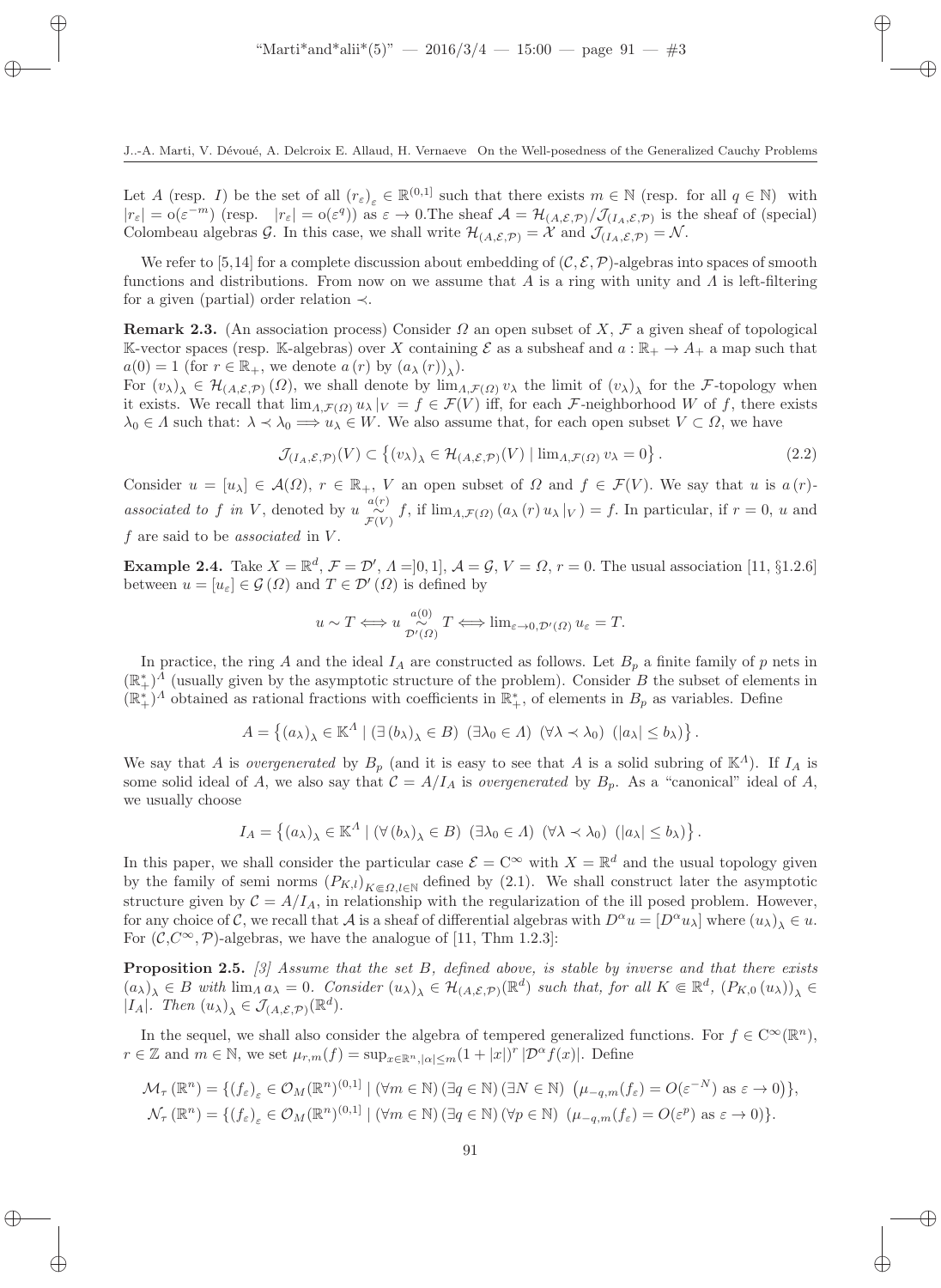Let $A$ (resp. $I$) be the set of all $(r_\varepsilon)_\varepsilon \in \mathbb{R}^{(0,1]}$ such that there exists $m \in \mathbb{N}$ (resp. for all $q \in \mathbb{N}$) with $|r_\varepsilon| = \mathrm{o}(\varepsilon^{-m})$ (resp. $|r_\varepsilon| = \mathrm{o}(\varepsilon^{q})$) as $\varepsilon \to 0$.The sheaf $\mathcal{A} = \mathcal{H}_{(A,\mathcal{E},\mathcal{P})}/\mathcal{J}_{(I_A,\mathcal{E},\mathcal{P})}$ is the sheaf of (special) Colombeau algebras $\mathcal{G}$. In this case, we shall write $\mathcal{H}_{(A,\mathcal{E},\mathcal{P})} = \mathcal{X}$ and $\mathcal{J}_{(I_A,\mathcal{E},\mathcal{P})} = \mathcal{N}$.

We refer to [5,14] for a complete discussion about embedding of $(\mathcal{C},\mathcal{E},\mathcal{P})$-algebras into spaces of smooth functions and distributions. From now on we assume that $A$ is a ring with unity and $\Lambda$ is left-filtering for a given (partial) order relation $\prec$.

**Remark 2.3.** (An association process) Consider $\Omega$ an open subset of $X$, $\mathcal{F}$ a given sheaf of topological $\mathbb{K}$-vector spaces (resp. $\mathbb{K}$-algebras) over $X$ containing $\mathcal{E}$ as a subsheaf and $a : \mathbb{R}_+ \to A_+$ a map such that $a(0) = 1$ (for $r \in \mathbb{R}_+$, we denote $a(r)$ by $(a_\lambda(r))_\lambda$).
For $(v_\lambda)_\lambda \in \mathcal{H}_{(A,\mathcal{E},\mathcal{P})}(\Omega)$, we shall denote by $\lim_{\Lambda,\mathcal{F}(\Omega)} v_\lambda$ the limit of $(v_\lambda)_\lambda$ for the $\mathcal{F}$-topology when it exists. We recall that $\lim_{\Lambda,\mathcal{F}(\Omega)} u_\lambda|_V = f \in \mathcal{F}(V)$ iff, for each $\mathcal{F}$-neighborhood $W$ of $f$, there exists $\lambda_0 \in \Lambda$ such that: $\lambda \prec \lambda_0 \Longrightarrow u_\lambda \in W$. We also assume that, for each open subset $V \subset \Omega$, we have

$$\mathcal{J}_{(I_A,\mathcal{E},\mathcal{P})}(V) \subset \left\{ (v_\lambda)_\lambda \in \mathcal{H}_{(A,\mathcal{E},\mathcal{P})}(V) \mid \lim_{\Lambda,\mathcal{F}(\Omega)} v_\lambda = 0 \right\}. \tag{2.2}$$

Consider $u = [u_\lambda] \in \mathcal{A}(\Omega)$, $r \in \mathbb{R}_+$, $V$ an open subset of $\Omega$ and $f \in \mathcal{F}(V)$. We say that $u$ is $a(r)$-*associated to* $f$ *in* $V$, denoted by $u \underset{\mathcal{F}(V)}{\overset{a(r)}{\sim}} f$, if $\lim_{\Lambda,\mathcal{F}(\Omega)} (a_\lambda(r)\, u_\lambda|_V) = f$. In particular, if $r = 0$, $u$ and $f$ are said to be *associated* in $V$.

**Example 2.4.** Take $X = \mathbb{R}^d$, $\mathcal{F} = \mathcal{D}'$, $\Lambda = ]0,1]$, $\mathcal{A} = \mathcal{G}$, $V = \Omega$, $r = 0$. The usual association [11, §1.2.6] between $u = [u_\varepsilon] \in \mathcal{G}(\Omega)$ and $T \in \mathcal{D}'(\Omega)$ is defined by

$$u \sim T \Longleftrightarrow u \underset{\mathcal{D}'(\Omega)}{\overset{a(0)}{\sim}} T \Longleftrightarrow \lim_{\varepsilon\to 0,\mathcal{D}'(\Omega)} u_\varepsilon = T.$$

In practice, the ring $A$ and the ideal $I_A$ are constructed as follows. Let $B_p$ a finite family of $p$ nets in $(\mathbb{R}_+^*)^\Lambda$ (usually given by the asymptotic structure of the problem). Consider $B$ the subset of elements in $(\mathbb{R}_+^*)^\Lambda$ obtained as rational fractions with coefficients in $\mathbb{R}_+^*$, of elements in $B_p$ as variables. Define

$$A = \left\{ (a_\lambda)_\lambda \in \mathbb{K}^\Lambda \mid (\exists (b_\lambda)_\lambda \in B)\ (\exists \lambda_0 \in \Lambda)\ (\forall \lambda \prec \lambda_0)\ (|a_\lambda| \le b_\lambda) \right\}.$$

We say that $A$ is *overgenerated* by $B_p$ (and it is easy to see that $A$ is a solid subring of $\mathbb{K}^\Lambda$). If $I_A$ is some solid ideal of $A$, we also say that $\mathcal{C} = A/I_A$ is *overgenerated* by $B_p$. As a "canonical" ideal of $A$, we usually choose

$$I_A = \left\{ (a_\lambda)_\lambda \in \mathbb{K}^\Lambda \mid (\forall (b_\lambda)_\lambda \in B)\ (\exists \lambda_0 \in \Lambda)\ (\forall \lambda \prec \lambda_0)\ (|a_\lambda| \le b_\lambda) \right\}.$$

In this paper, we shall consider the particular case $\mathcal{E} = \mathrm{C}^\infty$ with $X = \mathbb{R}^d$ and the usual topology given by the family of semi norms $(P_{K,l})_{K \Subset \Omega, l \in \mathbb{N}}$ defined by (2.1). We shall construct later the asymptotic structure given by $\mathcal{C} = A/I_A$, in relationship with the regularization of the ill posed problem. However, for any choice of $\mathcal{C}$, we recall that $\mathcal{A}$ is a sheaf of differential algebras with $D^\alpha u = [D^\alpha u_\lambda]$ where $(u_\lambda)_\lambda \in u$. For $(\mathcal{C},\mathrm{C}^\infty,\mathcal{P})$-algebras, we have the analogue of [11, Thm 1.2.3]:

**Proposition 2.5.** *[3] Assume that the set $B$, defined above, is stable by inverse and that there exists $(a_\lambda)_\lambda \in B$ with $\lim_\Lambda a_\lambda = 0$. Consider $(u_\lambda)_\lambda \in \mathcal{H}_{(A,\mathcal{E},\mathcal{P})}(\mathbb{R}^d)$ such that, for all $K \Subset \mathbb{R}^d$, $(P_{K,0}(u_\lambda))_\lambda \in |I_A|$. Then $(u_\lambda)_\lambda \in \mathcal{J}_{(A,\mathcal{E},\mathcal{P})}(\mathbb{R}^d)$.*

In the sequel, we shall also consider the algebra of tempered generalized functions. For $f \in \mathrm{C}^\infty(\mathbb{R}^n)$, $r \in \mathbb{Z}$ and $m \in \mathbb{N}$, we set $\mu_{r,m}(f) = \sup_{x\in\mathbb{R}^n, |\alpha|\le m} (1+|x|)^r\, |\mathcal{D}^\alpha f(x)|$. Define

$$\mathcal{M}_\tau(\mathbb{R}^n) = \{ (f_\varepsilon)_\varepsilon \in \mathcal{O}_M(\mathbb{R}^n)^{(0,1]} \mid (\forall m \in \mathbb{N})\,(\exists q \in \mathbb{N})\,(\exists N \in \mathbb{N})\ \left(\mu_{-q,m}(f_\varepsilon) = O(\varepsilon^{-N}) \text{ as } \varepsilon \to 0\right) \},$$

$$\mathcal{N}_\tau(\mathbb{R}^n) = \{ (f_\varepsilon)_\varepsilon \in \mathcal{O}_M(\mathbb{R}^n)^{(0,1]} \mid (\forall m \in \mathbb{N})\,(\exists q \in \mathbb{N})\,(\forall p \in \mathbb{N})\ \left(\mu_{-q,m}(f_\varepsilon) = O(\varepsilon^{p}) \text{ as } \varepsilon \to 0\right) \}.$$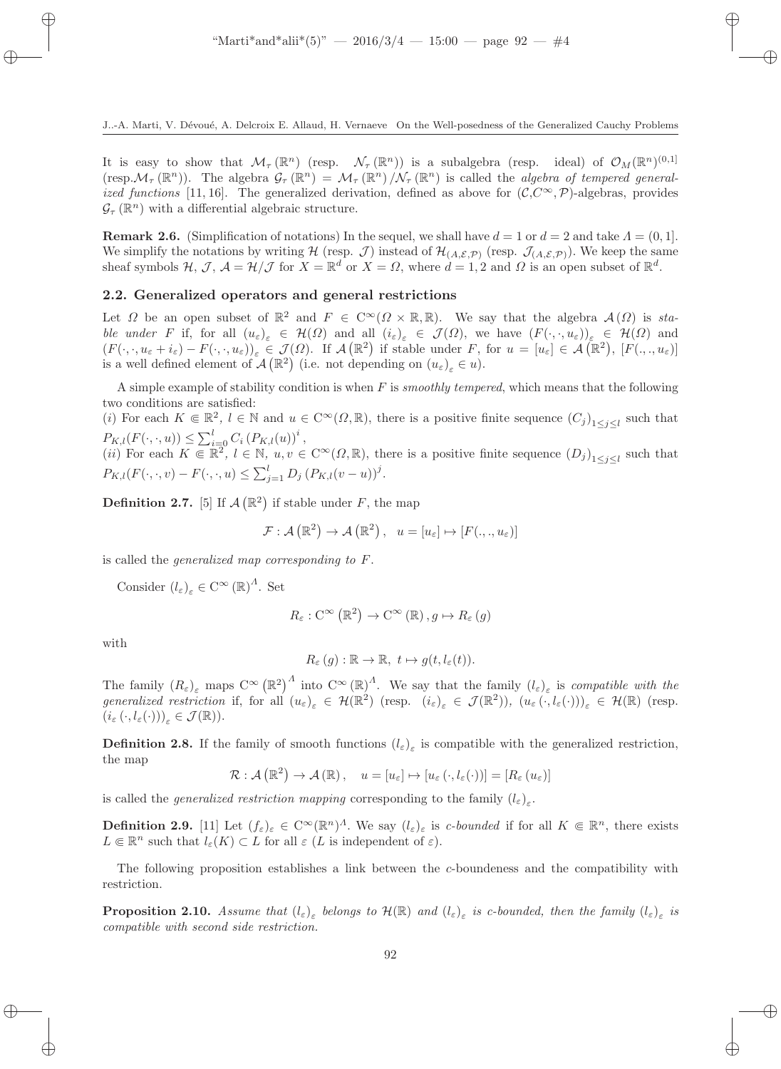It is easy to show that $\mathcal{M}_\tau(\mathbb{R}^n)$ (resp. $\mathcal{N}_\tau(\mathbb{R}^n)$) is a subalgebra (resp. ideal) of $\mathcal{O}_M(\mathbb{R}^n)^{(0,1]}$ (resp.$\mathcal{M}_\tau(\mathbb{R}^n)$). The algebra $\mathcal{G}_\tau(\mathbb{R}^n) = \mathcal{M}_\tau(\mathbb{R}^n)/\mathcal{N}_\tau(\mathbb{R}^n)$ is called the *algebra of tempered generalized functions* [11, 16]. The generalized derivation, defined as above for $(\mathcal{C}, C^\infty, \mathcal{P})$-algebras, provides $\mathcal{G}_\tau(\mathbb{R}^n)$ with a differential algebraic structure.

**Remark 2.6.** (Simplification of notations) In the sequel, we shall have $d = 1$ or $d = 2$ and take $\Lambda = (0, 1]$. We simplify the notations by writing $\mathcal{H}$ (resp. $\mathcal{J}$) instead of $\mathcal{H}_{(A,\mathcal{E},\mathcal{P})}$ (resp. $\mathcal{J}_{(A,\mathcal{E},\mathcal{P})}$). We keep the same sheaf symbols $\mathcal{H}$, $\mathcal{J}$, $\mathcal{A} = \mathcal{H}/\mathcal{J}$ for $X = \mathbb{R}^d$ or $X = \Omega$, where $d = 1, 2$ and $\Omega$ is an open subset of $\mathbb{R}^d$.

## 2.2. Generalized operators and general restrictions

Let $\Omega$ be an open subset of $\mathbb{R}^2$ and $F \in \mathrm{C}^\infty(\Omega \times \mathbb{R}, \mathbb{R})$. We say that the algebra $\mathcal{A}(\Omega)$ is *stable under* $F$ if, for all $(u_\varepsilon)_\varepsilon \in \mathcal{H}(\Omega)$ and all $(i_\varepsilon)_\varepsilon \in \mathcal{J}(\Omega)$, we have $(F(\cdot,\cdot,u_\varepsilon))_\varepsilon \in \mathcal{H}(\Omega)$ and $(F(\cdot,\cdot,u_\varepsilon + i_\varepsilon) - F(\cdot,\cdot,u_\varepsilon))_\varepsilon \in \mathcal{J}(\Omega)$. If $\mathcal{A}(\mathbb{R}^2)$ if stable under $F$, for $u = [u_\varepsilon] \in \mathcal{A}(\mathbb{R}^2)$, $[F(.,.,u_\varepsilon)]$ is a well defined element of $\mathcal{A}(\mathbb{R}^2)$ (i.e. not depending on $(u_\varepsilon)_\varepsilon \in u$).

A simple example of stability condition is when $F$ is *smoothly tempered*, which means that the following two conditions are satisfied:
$(i)$ For each $K \Subset \mathbb{R}^2$, $l \in \mathbb{N}$ and $u \in \mathrm{C}^\infty(\Omega, \mathbb{R})$, there is a positive finite sequence $(C_j)_{1 \le j \le l}$ such that $P_{K,l}(F(\cdot,\cdot,u)) \le \sum_{i=0}^{l} C_i \left(P_{K,l}(u)\right)^i$,
$(ii)$ For each $K \Subset \mathbb{R}^2$, $l \in \mathbb{N}$, $u, v \in \mathrm{C}^\infty(\Omega, \mathbb{R})$, there is a positive finite sequence $(D_j)_{1 \le j \le l}$ such that $P_{K,l}(F(\cdot,\cdot,v) - F(\cdot,\cdot,u) \le \sum_{j=1}^{l} D_j \left(P_{K,l}(v-u)\right)^j$.

**Definition 2.7.** [5] If $\mathcal{A}(\mathbb{R}^2)$ if stable under $F$, the map

$$\mathcal{F} : \mathcal{A}\left(\mathbb{R}^2\right) \to \mathcal{A}\left(\mathbb{R}^2\right), \quad u = [u_\varepsilon] \mapsto [F(.,.,u_\varepsilon)]$$

is called the *generalized map corresponding to* $F$.

Consider $(l_\varepsilon)_\varepsilon \in \mathrm{C}^\infty(\mathbb{R})^\Lambda$. Set

$$R_\varepsilon : \mathrm{C}^\infty\left(\mathbb{R}^2\right) \to \mathrm{C}^\infty(\mathbb{R}), g \mapsto R_\varepsilon(g)$$

with

$$R_\varepsilon(g) : \mathbb{R} \to \mathbb{R}, \ t \mapsto g(t, l_\varepsilon(t)).$$

The family $(R_\varepsilon)_\varepsilon$ maps $\mathrm{C}^\infty\left(\mathbb{R}^2\right)^\Lambda$ into $\mathrm{C}^\infty(\mathbb{R})^\Lambda$. We say that the family $(l_\varepsilon)_\varepsilon$ is *compatible with the generalized restriction* if, for all $(u_\varepsilon)_\varepsilon \in \mathcal{H}(\mathbb{R}^2)$ (resp. $(i_\varepsilon)_\varepsilon \in \mathcal{J}(\mathbb{R}^2)$), $(u_\varepsilon(\cdot, l_\varepsilon(\cdot)))_\varepsilon \in \mathcal{H}(\mathbb{R})$ (resp. $(i_\varepsilon(\cdot, l_\varepsilon(\cdot)))_\varepsilon \in \mathcal{J}(\mathbb{R})$).

**Definition 2.8.** If the family of smooth functions $(l_\varepsilon)_\varepsilon$ is compatible with the generalized restriction, the map

$$\mathcal{R} : \mathcal{A}\left(\mathbb{R}^2\right) \to \mathcal{A}(\mathbb{R}), \quad u = [u_\varepsilon] \mapsto [u_\varepsilon(\cdot, l_\varepsilon(\cdot))] = [R_\varepsilon(u_\varepsilon)]$$

is called the *generalized restriction mapping* corresponding to the family $(l_\varepsilon)_\varepsilon$.

**Definition 2.9.** [11] Let $(f_\varepsilon)_\varepsilon \in \mathrm{C}^\infty(\mathbb{R}^n)^\Lambda$. We say $(l_\varepsilon)_\varepsilon$ is *c-bounded* if for all $K \Subset \mathbb{R}^n$, there exists $L \Subset \mathbb{R}^n$ such that $l_\varepsilon(K) \subset L$ for all $\varepsilon$ ($L$ is independent of $\varepsilon$).

The following proposition establishes a link between the $c$-boundeness and the compatibility with restriction.

**Proposition 2.10.** *Assume that $(l_\varepsilon)_\varepsilon$ belongs to $\mathcal{H}(\mathbb{R})$ and $(l_\varepsilon)_\varepsilon$ is c-bounded, then the family $(l_\varepsilon)_\varepsilon$ is compatible with second side restriction.*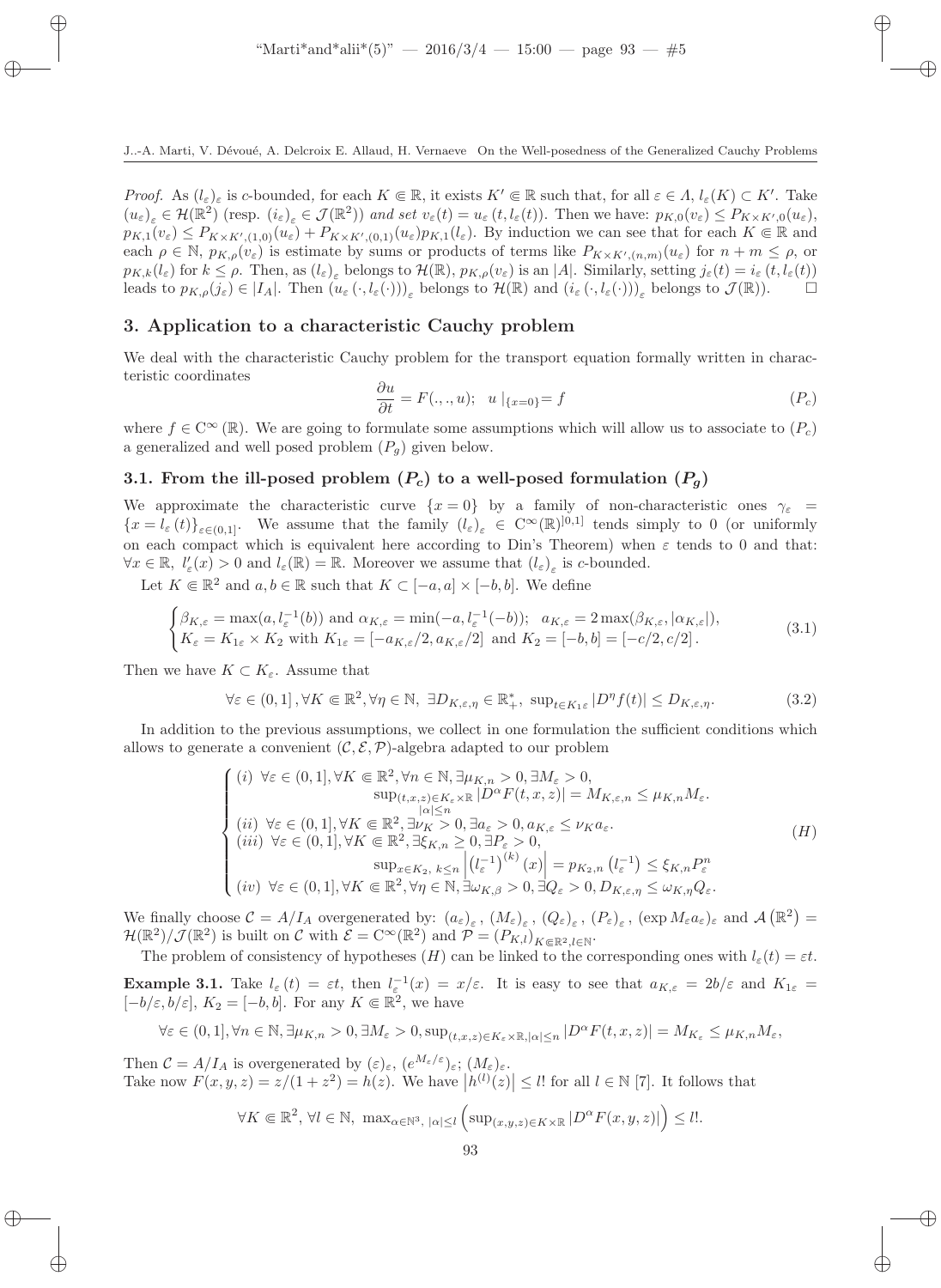*Proof.* As $(l_\varepsilon)_\varepsilon$ is $c$-bounded, for each $K \Subset \mathbb{R}$, it exists $K' \Subset \mathbb{R}$ such that, for all $\varepsilon \in \Lambda$, $l_\varepsilon(K) \subset K'$. Take $(u_\varepsilon)_\varepsilon \in \mathcal{H}(\mathbb{R}^2)$ (resp. $(i_\varepsilon)_\varepsilon \in \mathcal{J}(\mathbb{R}^2)$) *and set* $v_\varepsilon(t) = u_\varepsilon(t, l_\varepsilon(t))$. Then we have: $p_{K,0}(v_\varepsilon) \le P_{K\times K',0}(u_\varepsilon)$, $p_{K,1}(v_\varepsilon) \le P_{K\times K',(1,0)}(u_\varepsilon) + P_{K\times K',(0,1)}(u_\varepsilon) p_{K,1}(l_\varepsilon)$. By induction we can see that for each $K \Subset \mathbb{R}$ and each $\rho \in \mathbb{N}$, $p_{K,\rho}(v_\varepsilon)$ is estimate by sums or products of terms like $P_{K\times K',(n,m)}(u_\varepsilon)$ for $n+m \le \rho$, or $p_{K,k}(l_\varepsilon)$ for $k \le \rho$. Then, as $(l_\varepsilon)_\varepsilon$ belongs to $\mathcal{H}(\mathbb{R})$, $p_{K,\rho}(v_\varepsilon)$ is an $|A|$. Similarly, setting $j_\varepsilon(t) = i_\varepsilon(t, l_\varepsilon(t))$ leads to $p_{K,\rho}(j_\varepsilon) \in |I_A|$. Then $(u_\varepsilon(\cdot, l_\varepsilon(\cdot)))_\varepsilon$ belongs to $\mathcal{H}(\mathbb{R})$ and $(i_\varepsilon(\cdot, l_\varepsilon(\cdot)))_\varepsilon$ belongs to $\mathcal{J}(\mathbb{R})$). $\square$

## 3. Application to a characteristic Cauchy problem

We deal with the characteristic Cauchy problem for the transport equation formally written in characteristic coordinates

$$\frac{\partial u}{\partial t} = F(.,.,u); \quad u\mid_{\{x=0\}} = f \tag{$P_c$}$$

where $f \in \mathrm{C}^\infty(\mathbb{R})$. We are going to formulate some assumptions which will allow us to associate to $(P_c)$ a generalized and well posed problem $(P_g)$ given below.

### 3.1. From the ill-posed problem $(P_c)$ to a well-posed formulation $(P_g)$

We approximate the characteristic curve $\{x = 0\}$ by a family of non-characteristic ones $\gamma_\varepsilon = \{x = l_\varepsilon(t)\}_{\varepsilon\in(0,1]}$. We assume that the family $(l_\varepsilon)_\varepsilon \in \mathrm{C}^\infty(\mathbb{R})^{]0,1]}$ tends simply to 0 (or uniformly on each compact which is equivalent here according to Din's Theorem) when $\varepsilon$ tends to 0 and that: $\forall x \in \mathbb{R},\ l'_\varepsilon(x) > 0$ and $l_\varepsilon(\mathbb{R}) = \mathbb{R}$. Moreover we assume that $(l_\varepsilon)_\varepsilon$ is $c$-bounded.

Let $K \Subset \mathbb{R}^2$ and $a, b \in \mathbb{R}$ such that $K \subset [-a,a]\times[-b,b]$. We define

$$\begin{cases} \beta_{K,\varepsilon} = \max(a, l_\varepsilon^{-1}(b)) \text{ and } \alpha_{K,\varepsilon} = \min(-a, l_\varepsilon^{-1}(-b)); \quad a_{K,\varepsilon} = 2\max(\beta_{K,\varepsilon}, |\alpha_{K,\varepsilon}|), \\ K_\varepsilon = K_{1\varepsilon}\times K_2 \text{ with } K_{1\varepsilon} = [-a_{K,\varepsilon}/2, a_{K,\varepsilon}/2] \text{ and } K_2 = [-b,b] = [-c/2, c/2]. \end{cases} \tag{3.1}$$

Then we have $K \subset K_\varepsilon$. Assume that

$$\forall \varepsilon \in (0,1], \forall K \Subset \mathbb{R}^2, \forall \eta \in \mathbb{N},\ \exists D_{K,\varepsilon,\eta} \in \mathbb{R}_+^*,\ \sup_{t\in K_{1\varepsilon}} |D^\eta f(t)| \le D_{K,\varepsilon,\eta}. \tag{3.2}$$

In addition to the previous assumptions, we collect in one formulation the sufficient conditions which allows to generate a convenient $(\mathcal{C},\mathcal{E},\mathcal{P})$-algebra adapted to our problem

$$\begin{cases} (i)\ \forall \varepsilon \in (0,1], \forall K \Subset \mathbb{R}^2, \forall n \in \mathbb{N}, \exists \mu_{K,n} > 0, \exists M_\varepsilon > 0, \\ \qquad \sup_{\substack{(t,x,z)\in K_\varepsilon\times\mathbb{R} \\ |\alpha|\le n}} |D^\alpha F(t,x,z)| = M_{K,\varepsilon,n} \le \mu_{K,n} M_\varepsilon. \\ (ii)\ \forall \varepsilon \in (0,1], \forall K \Subset \mathbb{R}^2, \exists \nu_K > 0, \exists a_\varepsilon > 0, a_{K,\varepsilon} \le \nu_K a_\varepsilon. \\ (iii)\ \forall \varepsilon \in (0,1], \forall K \Subset \mathbb{R}^2, \exists \xi_{K,n} \ge 0, \exists P_\varepsilon > 0, \\ \qquad \sup_{x\in K_2,\ k\le n} \left| \left(l_\varepsilon^{-1}\right)^{(k)}(x) \right| = p_{K_2,n}\left(l_\varepsilon^{-1}\right) \le \xi_{K,n} P_\varepsilon^n \\ (iv)\ \forall \varepsilon \in (0,1], \forall K \Subset \mathbb{R}^2, \forall \eta \in \mathbb{N}, \exists \omega_{K,\beta} > 0, \exists Q_\varepsilon > 0, D_{K,\varepsilon,\eta} \le \omega_{K,\eta} Q_\varepsilon. \end{cases} \tag{$H$}$$

We finally choose $\mathcal{C} = A/I_A$ overgenerated by: $(a_\varepsilon)_\varepsilon$, $(M_\varepsilon)_\varepsilon$, $(Q_\varepsilon)_\varepsilon$, $(P_\varepsilon)_\varepsilon$, $(\exp M_\varepsilon a_\varepsilon)_\varepsilon$ and $\mathcal{A}(\mathbb{R}^2) = \mathcal{H}(\mathbb{R}^2)/\mathcal{J}(\mathbb{R}^2)$ is built on $\mathcal{C}$ with $\mathcal{E} = \mathrm{C}^\infty(\mathbb{R}^2)$ and $\mathcal{P} = (P_{K,l})_{K\Subset\mathbb{R}^2, l\in\mathbb{N}}$.

The problem of consistency of hypotheses $(H)$ can be linked to the corresponding ones with $l_\varepsilon(t) = \varepsilon t$.

**Example 3.1.** Take $l_\varepsilon(t) = \varepsilon t$, then $l_\varepsilon^{-1}(x) = x/\varepsilon$. It is easy to see that $a_{K,\varepsilon} = 2b/\varepsilon$ and $K_{1\varepsilon} = [-b/\varepsilon, b/\varepsilon]$, $K_2 = [-b,b]$. For any $K \Subset \mathbb{R}^2$, we have

$$\forall \varepsilon \in (0,1], \forall n \in \mathbb{N}, \exists \mu_{K,n} > 0, \exists M_\varepsilon > 0, \sup_{(t,x,z)\in K_\varepsilon\times\mathbb{R}, |\alpha|\le n} |D^\alpha F(t,x,z)| = M_{K_\varepsilon} \le \mu_{K,n} M_\varepsilon,$$

Then $\mathcal{C} = A/I_A$ is overgenerated by $(\varepsilon)_\varepsilon$, $(e^{M_\varepsilon/\varepsilon})_\varepsilon$; $(M_\varepsilon)_\varepsilon$.

Take now $F(x,y,z) = z/(1+z^2) = h(z)$. We have $\left|h^{(l)}(z)\right| \le l!$ for all $l \in \mathbb{N}$ [7]. It follows that

$$\forall K \Subset \mathbb{R}^2,\ \forall l \in \mathbb{N},\ \max_{\alpha\in\mathbb{N}^3,\ |\alpha|\le l} \left( \sup_{(x,y,z)\in K\times\mathbb{R}} |D^\alpha F(x,y,z)| \right) \le l!.$$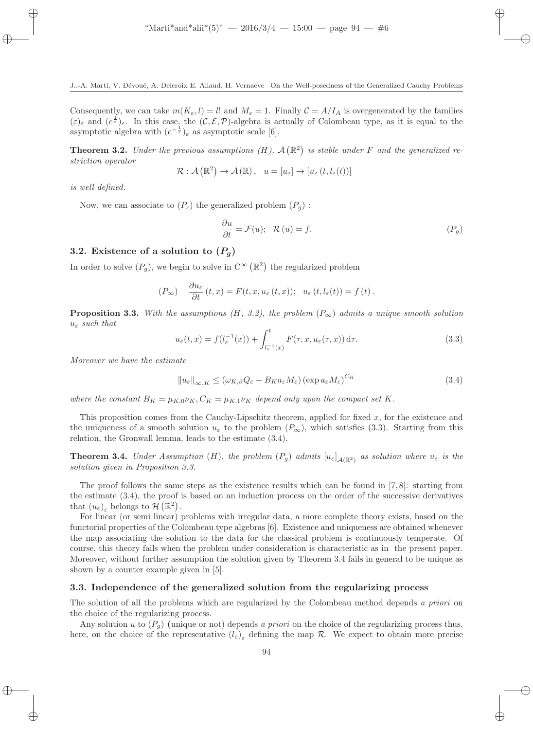Consequently, we can take $m(K_\varepsilon, l) = l!$ and $M_\varepsilon = 1$. Finally $\mathcal{C} = A/I_A$ is overgenerated by the families $(\varepsilon)_\varepsilon$ and $(e^{\frac{1}{\varepsilon}})_\varepsilon$. In this case, the $(\mathcal{C}, \mathcal{E}, \mathcal{P})$-algebra is actually of Colombeau type, as it is equal to the asymptotic algebra with $(e^{-\frac{1}{\varepsilon}})_\varepsilon$ as asymptotic scale [6].

**Theorem 3.2.** *Under the previous assumptions (H), $\mathcal{A}(\mathbb{R}^2)$ is stable under $F$ and the generalized restriction operator*

$$\mathcal{R} : \mathcal{A}(\mathbb{R}^2) \to \mathcal{A}(\mathbb{R}), \quad u = [u_\varepsilon] \to [u_\varepsilon(t, l_\varepsilon(t))]$$

*is well defined.*

Now, we can associate to $(P_c)$ the generalized problem $(P_g)$ :

$$\frac{\partial u}{\partial t} = \mathcal{F}(u); \quad \mathcal{R}(u) = f. \tag{$P_g$}$$

### 3.2. Existence of a solution to $(P_g)$

In order to solve $(P_g)$, we begin to solve in $\mathrm{C}^\infty(\mathbb{R}^2)$ the regularized problem

$$(P_\infty) \quad \frac{\partial u_\varepsilon}{\partial t}(t,x) = F(t, x, u_\varepsilon(t,x)); \quad u_\varepsilon(t, l_\varepsilon(t)) = f(t).$$

**Proposition 3.3.** *With the assumptions (H, 3.2), the problem $(P_\infty)$ admits a unique smooth solution $u_\varepsilon$ such that*

$$u_\varepsilon(t,x) = f(l_\varepsilon^{-1}(x)) + \int_{l_\varepsilon^{-1}(x)}^{t} F(\tau, x, u_\varepsilon(\tau, x))\,\mathrm{d}\tau. \tag{3.3}$$

*Moreover we have the estimate*

$$\|u_\varepsilon\|_{\infty,K} \le (\omega_{K,\beta} Q_\varepsilon + B_K a_\varepsilon M_\varepsilon)(\exp a_\varepsilon M_\varepsilon)^{C_K} \tag{3.4}$$

*where the constant $B_K = \mu_{K,0}\nu_K, C_K = \mu_{K,1}\nu_K$ depend only upon the compact set $K$.*

This proposition comes from the Cauchy-Lipschitz theorem, applied for fixed $x$, for the existence and the uniqueness of a smooth solution $u_\varepsilon$ to the problem $(P_\infty)$, which satisfies (3.3). Starting from this relation, the Gronwall lemma, leads to the estimate (3.4).

**Theorem 3.4.** *Under Assumption (H), the problem $(P_g)$ admits $[u_\varepsilon]_{\mathcal{A}(\mathbb{R}^2)}$ as solution where $u_\varepsilon$ is the solution given in Proposition 3.3.*

The proof follows the same steps as the existence results which can be found in [7, 8]: starting from the estimate (3.4), the proof is based on an induction process on the order of the successive derivatives that $(u_\varepsilon)_\varepsilon$ belongs to $\mathcal{H}(\mathbb{R}^2)$.

For linear (or semi linear) problems with irregular data, a more complete theory exists, based on the functorial properties of the Colombeau type algebras [6]. Existence and uniqueness are obtained whenever the map associating the solution to the data for the classical problem is continuously temperate. Of course, this theory fails when the problem under consideration is characteristic as in the present paper. Moreover, without further assumption the solution given by Theorem 3.4 fails in general to be unique as shown by a counter example given in [5].

### 3.3. Independence of the generalized solution from the regularizing process

The solution of all the problems which are regularized by the Colombeau method depends *a priori* on the choice of the regularizing process.

Any solution $u$ to $(P_g)$ (unique or not) depends *a priori* on the choice of the regularizing process thus, here, on the choice of the representative $(l_\varepsilon)_\varepsilon$ defining the map $\mathcal{R}$. We expect to obtain more precise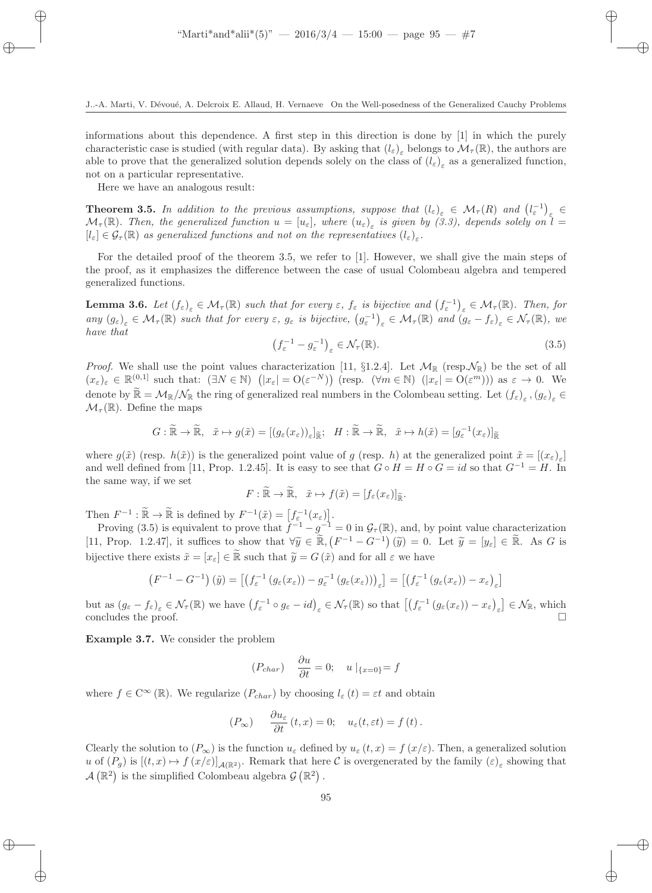informations about this dependence. A first step in this direction is done by [1] in which the purely characteristic case is studied (with regular data). By asking that $(l_\varepsilon)_\varepsilon$ belongs to $\mathcal{M}_\tau(\mathbb{R})$, the authors are able to prove that the generalized solution depends solely on the class of $(l_\varepsilon)_\varepsilon$ as a generalized function, not on a particular representative.

Here we have an analogous result:

**Theorem 3.5.** *In addition to the previous assumptions, suppose that $(l_\varepsilon)_\varepsilon \in \mathcal{M}_\tau(R)$ and $\left(l_\varepsilon^{-1}\right)_\varepsilon \in \mathcal{M}_\tau(\mathbb{R})$. Then, the generalized function $u = [u_\varepsilon]$, where $(u_\varepsilon)_\varepsilon$ is given by (3.3), depends solely on $l = [l_\varepsilon] \in \mathcal{G}_\tau(\mathbb{R})$ as generalized functions and not on the representatives $(l_\varepsilon)_\varepsilon$.*

For the detailed proof of the theorem 3.5, we refer to [1]. However, we shall give the main steps of the proof, as it emphasizes the difference between the case of usual Colombeau algebra and tempered generalized functions.

**Lemma 3.6.** *Let $(f_\varepsilon)_\varepsilon \in \mathcal{M}_\tau(\mathbb{R})$ such that for every $\varepsilon$, $f_\varepsilon$ is bijective and $\left(f_\varepsilon^{-1}\right)_\varepsilon \in \mathcal{M}_\tau(\mathbb{R})$. Then, for any $(g_\varepsilon)_\varepsilon \in \mathcal{M}_\tau(\mathbb{R})$ such that for every $\varepsilon$, $g_\varepsilon$ is bijective, $\left(g_\varepsilon^{-1}\right)_\varepsilon \in \mathcal{M}_\tau(\mathbb{R})$ and $(g_\varepsilon - f_\varepsilon)_\varepsilon \in \mathcal{N}_\tau(\mathbb{R})$, we have that*

$$\left(f_\varepsilon^{-1} - g_\varepsilon^{-1}\right)_\varepsilon \in \mathcal{N}_\tau(\mathbb{R}). \tag{3.5}$$

*Proof.* We shall use the point values characterization [11, §1.2.4]. Let $\mathcal{M}_\mathbb{R}$ (resp.$\mathcal{N}_\mathbb{R}$) be the set of all $(x_\varepsilon)_\varepsilon \in \mathbb{R}^{(0,1]}$ such that: $(\exists N \in \mathbb{N})\ \left(|x_\varepsilon| = \mathrm{O}(\varepsilon^{-N})\right)$ (resp. $(\forall m \in \mathbb{N})\ (|x_\varepsilon| = \mathrm{O}(\varepsilon^m))$) as $\varepsilon \to 0$. We denote by $\widetilde{\mathbb{R}} = \mathcal{M}_\mathbb{R}/\mathcal{N}_\mathbb{R}$ the ring of generalized real numbers in the Colombeau setting. Let $(f_\varepsilon)_\varepsilon, (g_\varepsilon)_\varepsilon \in \mathcal{M}_\tau(\mathbb{R})$. Define the maps

$$G : \widetilde{\mathbb{R}} \to \widetilde{\mathbb{R}},\quad \tilde{x} \mapsto g(\tilde{x}) = [(g_\varepsilon(x_\varepsilon))_\varepsilon]_{\widetilde{\mathbb{R}}};\quad H : \widetilde{\mathbb{R}} \to \widetilde{\mathbb{R}},\quad \tilde{x} \mapsto h(\tilde{x}) = [g_\varepsilon^{-1}(x_\varepsilon)]_{\widetilde{\mathbb{R}}}$$

where $g(\tilde{x})$ (resp. $h(\tilde{x})$) is the generalized point value of $g$ (resp. $h$) at the generalized point $\tilde{x} = [(x_\varepsilon)_\varepsilon]$ and well defined from [11, Prop. 1.2.45]. It is easy to see that $G \circ H = H \circ G = id$ so that $G^{-1} = H$. In the same way, if we set

$$F : \widetilde{\mathbb{R}} \to \widetilde{\mathbb{R}},\quad \tilde{x} \mapsto f(\tilde{x}) = [f_\varepsilon(x_\varepsilon)]_{\widetilde{\mathbb{R}}}.$$

Then $F^{-1} : \widetilde{\mathbb{R}} \to \widetilde{\mathbb{R}}$ is defined by $F^{-1}(\tilde{x}) = \left[f_\varepsilon^{-1}(x_\varepsilon)\right]$.

Proving (3.5) is equivalent to prove that $f^{-1} - g^{-1} = 0$ in $\mathcal{G}_\tau(\mathbb{R})$, and, by point value characterization [11, Prop. 1.2.47], it suffices to show that $\forall \widetilde{y} \in \widetilde{\mathbb{R}}, \left(F^{-1} - G^{-1}\right)(\widetilde{y}) = 0$. Let $\widetilde{y} = [y_\varepsilon] \in \widetilde{\mathbb{R}}$. As $G$ is bijective there exists $\tilde{x} = [x_\varepsilon] \in \widetilde{\mathbb{R}}$ such that $\widetilde{y} = G(\tilde{x})$ and for all $\varepsilon$ we have

$$\left(F^{-1} - G^{-1}\right)(\tilde{y}) = \left[\left(f_\varepsilon^{-1}\left(g_\varepsilon(x_\varepsilon)\right) - g_\varepsilon^{-1}\left(g_\varepsilon(x_\varepsilon)\right)\right)_\varepsilon\right] = \left[\left(f_\varepsilon^{-1}\left(g_\varepsilon(x_\varepsilon)\right) - x_\varepsilon\right)_\varepsilon\right]$$

but as $(g_\varepsilon - f_\varepsilon)_\varepsilon \in \mathcal{N}_\tau(\mathbb{R})$ we have $\left(f_\varepsilon^{-1} \circ g_\varepsilon - id\right)_\varepsilon \in \mathcal{N}_\tau(\mathbb{R})$ so that $\left[\left(f_\varepsilon^{-1}\left(g_\varepsilon(x_\varepsilon)\right) - x_\varepsilon\right)_\varepsilon\right] \in \mathcal{N}_\mathbb{R}$, which concludes the proof. $\square$

**Example 3.7.** We consider the problem

$$(P_{char})\quad \frac{\partial u}{\partial t} = 0;\quad u\mid_{\{x=0\}} = f$$

where $f \in \mathrm{C}^\infty(\mathbb{R})$. We regularize $(P_{char})$ by choosing $l_\varepsilon(t) = \varepsilon t$ and obtain

$$(P_\infty)\quad \frac{\partial u_\varepsilon}{\partial t}(t, x) = 0;\quad u_\varepsilon(t, \varepsilon t) = f(t).$$

Clearly the solution to $(P_\infty)$ is the function $u_\varepsilon$ defined by $u_\varepsilon(t, x) = f(x/\varepsilon)$. Then, a generalized solution $u$ of $(P_g)$ is $[(t, x) \mapsto f(x/\varepsilon)]_{\mathcal{A}(\mathbb{R}^2)}$. Remark that here $\mathcal{C}$ is overgenerated by the family $(\varepsilon)_\varepsilon$ showing that $\mathcal{A}\left(\mathbb{R}^2\right)$ is the simplified Colombeau algebra $\mathcal{G}\left(\mathbb{R}^2\right)$.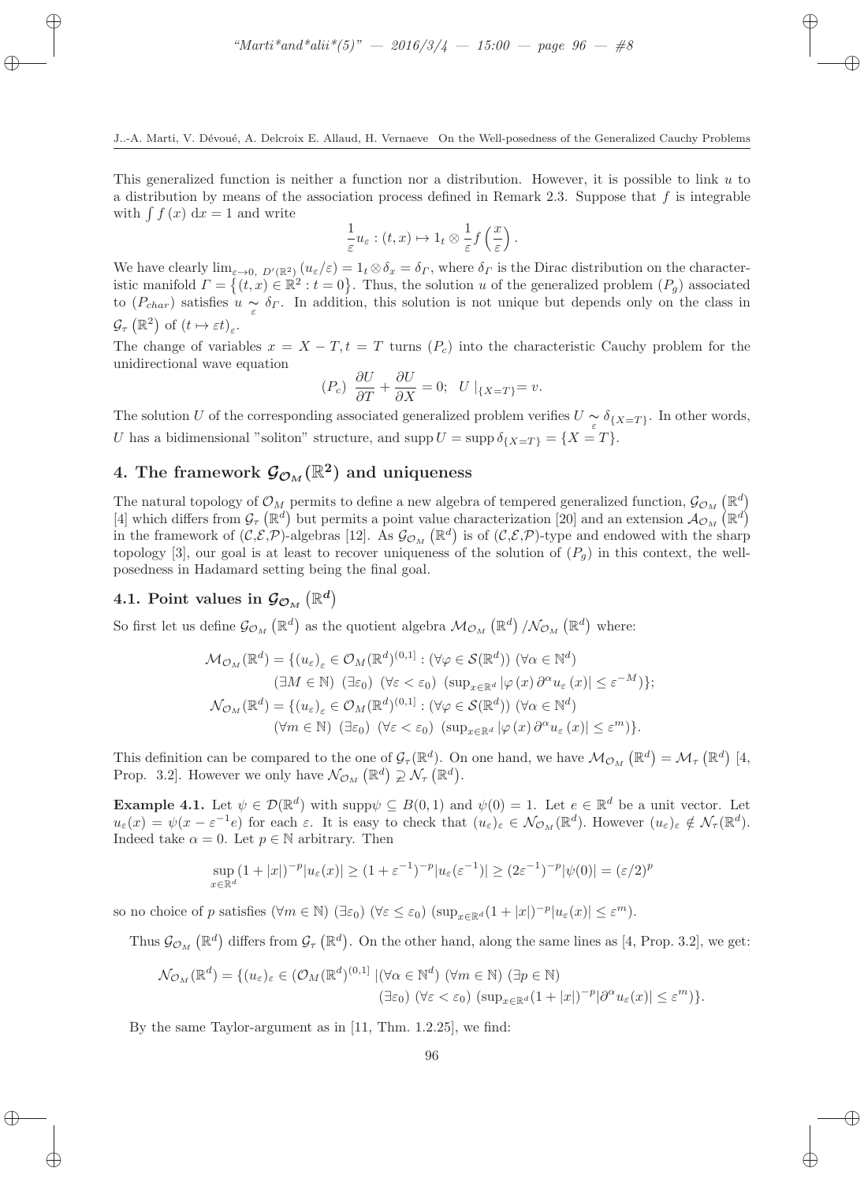This generalized function is neither a function nor a distribution. However, it is possible to link $u$ to a distribution by means of the association process defined in Remark 2.3. Suppose that $f$ is integrable with $\int f(x)\,\mathrm{d}x = 1$ and write

$$\frac{1}{\varepsilon}u_\varepsilon : (t,x) \mapsto 1_t \otimes \frac{1}{\varepsilon} f\left(\frac{x}{\varepsilon}\right).$$

We have clearly $\lim_{\varepsilon\to 0,\ D'(\mathbb{R}^2)} (u_\varepsilon/\varepsilon) = 1_t \otimes \delta_x = \delta_\Gamma$, where $\delta_\Gamma$ is the Dirac distribution on the characteristic manifold $\Gamma = \left\{(t,x) \in \mathbb{R}^2 : t = 0\right\}$. Thus, the solution $u$ of the generalized problem $(P_g)$ associated to $(P_{char})$ satisfies $u \underset{\varepsilon}{\sim} \delta_\Gamma$. In addition, this solution is not unique but depends only on the class in $\mathcal{G}_\tau\left(\mathbb{R}^2\right)$ of $(t \mapsto \varepsilon t)_\varepsilon$.

The change of variables $x = X - T, t = T$ turns $(P_c)$ into the characteristic Cauchy problem for the unidirectional wave equation

$$(P_c)\ \frac{\partial U}{\partial T} + \frac{\partial U}{\partial X} = 0;\ \ U\mid_{\{X=T\}} = v.$$

The solution $U$ of the corresponding associated generalized problem verifies $U \underset{\varepsilon}{\sim} \delta_{\{X=T\}}$. In other words, $U$ has a bidimensional "soliton" structure, and $\operatorname{supp} U = \operatorname{supp} \delta_{\{X=T\}} = \{X = T\}$.

## 4. The framework $\mathcal{G}_{\mathcal{O}_M}(\mathbb{R}^2)$ and uniqueness

The natural topology of $\mathcal{O}_M$ permits to define a new algebra of tempered generalized function, $\mathcal{G}_{\mathcal{O}_M}\left(\mathbb{R}^d\right)$ [4] which differs from $\mathcal{G}_\tau\left(\mathbb{R}^d\right)$ but permits a point value characterization [20] and an extension $\mathcal{A}_{\mathcal{O}_M}\left(\mathbb{R}^d\right)$ in the framework of $(\mathcal{C},\mathcal{E},\mathcal{P})$-algebras [12]. As $\mathcal{G}_{\mathcal{O}_M}\left(\mathbb{R}^d\right)$ is of $(\mathcal{C},\mathcal{E},\mathcal{P})$-type and endowed with the sharp topology [3], our goal is at least to recover uniqueness of the solution of $(P_g)$ in this context, the well-posedness in Hadamard setting being the final goal.

### 4.1. Point values in $\mathcal{G}_{\mathcal{O}_M}\left(\mathbb{R}^d\right)$

So first let us define $\mathcal{G}_{\mathcal{O}_M}\left(\mathbb{R}^d\right)$ as the quotient algebra $\mathcal{M}_{\mathcal{O}_M}\left(\mathbb{R}^d\right)/\mathcal{N}_{\mathcal{O}_M}\left(\mathbb{R}^d\right)$ where:

$$\begin{aligned}
\mathcal{M}_{\mathcal{O}_M}(\mathbb{R}^d) = \{(u_\varepsilon)_\varepsilon \in \mathcal{O}_M(\mathbb{R}^d)^{(0,1]} : &(\forall\varphi \in \mathcal{S}(\mathbb{R}^d))\ (\forall\alpha \in \mathbb{N}^d)\\
&(\exists M \in \mathbb{N})\ (\exists\varepsilon_0)\ (\forall\varepsilon < \varepsilon_0)\ (\sup\nolimits_{x\in\mathbb{R}^d} |\varphi(x)\,\partial^\alpha u_\varepsilon(x)| \le \varepsilon^{-M})\};\\
\mathcal{N}_{\mathcal{O}_M}(\mathbb{R}^d) = \{(u_\varepsilon)_\varepsilon \in \mathcal{O}_M(\mathbb{R}^d)^{(0,1]} : &(\forall\varphi \in \mathcal{S}(\mathbb{R}^d))\ (\forall\alpha \in \mathbb{N}^d)\\
&(\forall m \in \mathbb{N})\ (\exists\varepsilon_0)\ (\forall\varepsilon < \varepsilon_0)\ (\sup\nolimits_{x\in\mathbb{R}^d} |\varphi(x)\,\partial^\alpha u_\varepsilon(x)| \le \varepsilon^{m})\}.
\end{aligned}$$

This definition can be compared to the one of $\mathcal{G}_\tau(\mathbb{R}^d)$. On one hand, we have $\mathcal{M}_{\mathcal{O}_M}\left(\mathbb{R}^d\right) = \mathcal{M}_\tau\left(\mathbb{R}^d\right)$ [4, Prop. 3.2]. However we only have $\mathcal{N}_{\mathcal{O}_M}\left(\mathbb{R}^d\right) \supsetneq \mathcal{N}_\tau\left(\mathbb{R}^d\right)$.

**Example 4.1.** Let $\psi \in \mathcal{D}(\mathbb{R}^d)$ with $\operatorname{supp}\psi \subseteq B(0,1)$ and $\psi(0) = 1$. Let $e \in \mathbb{R}^d$ be a unit vector. Let $u_\varepsilon(x) = \psi(x - \varepsilon^{-1}e)$ for each $\varepsilon$. It is easy to check that $(u_\varepsilon)_\varepsilon \in \mathcal{N}_{\mathcal{O}_M}(\mathbb{R}^d)$. However $(u_\varepsilon)_\varepsilon \notin \mathcal{N}_\tau(\mathbb{R}^d)$. Indeed take $\alpha = 0$. Let $p \in \mathbb{N}$ arbitrary. Then

$$\sup_{x\in\mathbb{R}^d}(1+|x|)^{-p}|u_\varepsilon(x)| \ge (1+\varepsilon^{-1})^{-p}|u_\varepsilon(\varepsilon^{-1})| \ge (2\varepsilon^{-1})^{-p}|\psi(0)| = (\varepsilon/2)^p$$

so no choice of $p$ satisfies $(\forall m \in \mathbb{N})\ (\exists\varepsilon_0)\ (\forall\varepsilon \le \varepsilon_0)\ (\sup_{x\in\mathbb{R}^d}(1+|x|)^{-p}|u_\varepsilon(x)| \le \varepsilon^m)$.

Thus $\mathcal{G}_{\mathcal{O}_M}\left(\mathbb{R}^d\right)$ differs from $\mathcal{G}_\tau\left(\mathbb{R}^d\right)$. On the other hand, along the same lines as [4, Prop. 3.2], we get:

$$\begin{aligned}
\mathcal{N}_{\mathcal{O}_M}(\mathbb{R}^d) = \{(u_\varepsilon)_\varepsilon \in (\mathcal{O}_M(\mathbb{R}^d))^{(0,1]}\ |&(\forall\alpha \in \mathbb{N}^d)\ (\forall m \in \mathbb{N})\ (\exists p \in \mathbb{N})\\
&(\exists\varepsilon_0)\ (\forall\varepsilon < \varepsilon_0)\ (\sup\nolimits_{x\in\mathbb{R}^d}(1+|x|)^{-p}|\partial^\alpha u_\varepsilon(x)| \le \varepsilon^m)\}.
\end{aligned}$$

By the same Taylor-argument as in [11, Thm. 1.2.25], we find: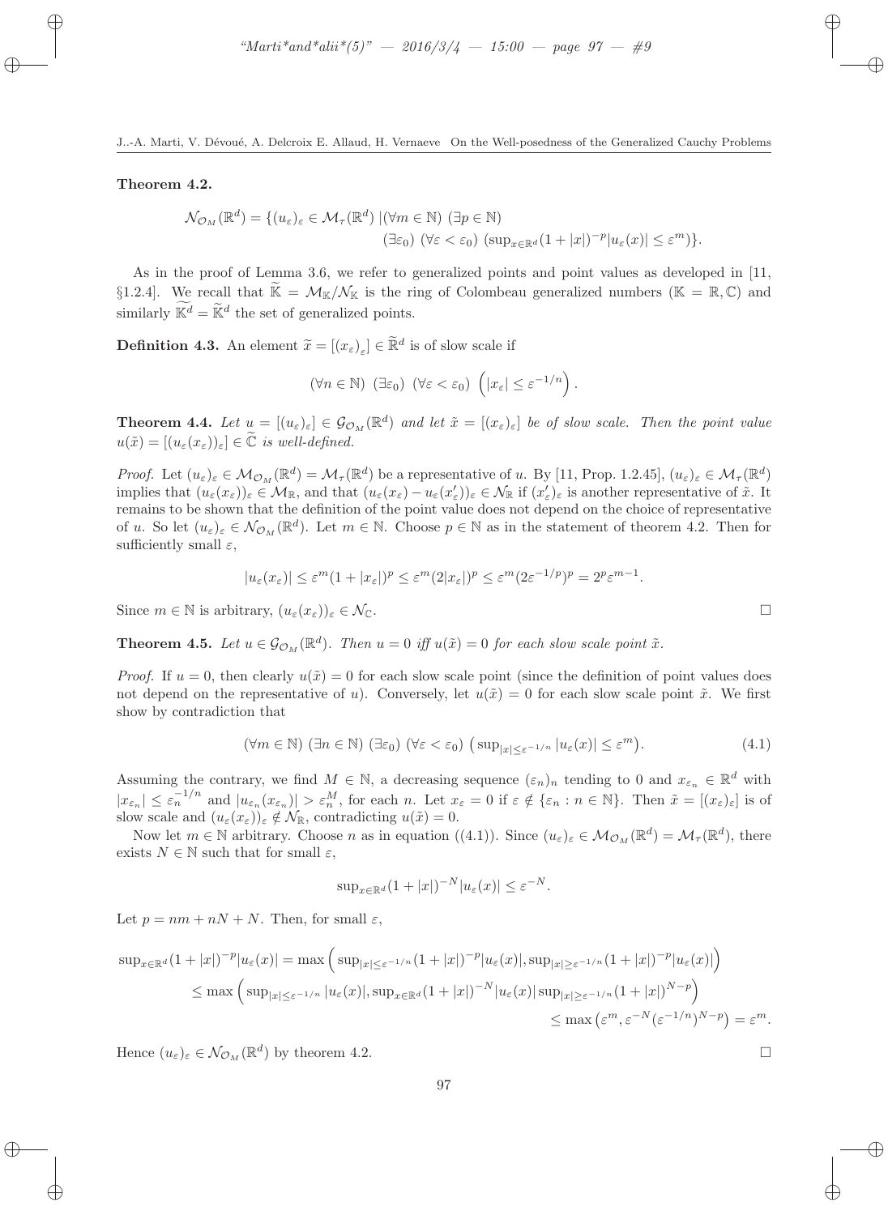**Theorem 4.2.**

$$\mathcal{N}_{\mathcal{O}_M}(\mathbb{R}^d) = \{(u_\varepsilon)_\varepsilon \in \mathcal{M}_\tau(\mathbb{R}^d) \mid (\forall m \in \mathbb{N})\ (\exists p \in \mathbb{N})\ (\exists \varepsilon_0)\ (\forall \varepsilon < \varepsilon_0)\ (\sup_{x\in\mathbb{R}^d}(1+|x|)^{-p}|u_\varepsilon(x)| \leq \varepsilon^m)\}.$$

As in the proof of Lemma 3.6, we refer to generalized points and point values as developed in [11, §1.2.4]. We recall that $\widetilde{\mathbb{K}} = \mathcal{M}_{\mathbb{K}}/\mathcal{N}_{\mathbb{K}}$ is the ring of Colombeau generalized numbers ($\mathbb{K} = \mathbb{R}, \mathbb{C}$) and similarly $\widetilde{\mathbb{K}^d} = \widetilde{\mathbb{K}}^d$ the set of generalized points.

**Definition 4.3.** An element $\widetilde{x} = [(x_\varepsilon)_\varepsilon] \in \widetilde{\mathbb{R}}^d$ is of slow scale if

$$(\forall n \in \mathbb{N})\ (\exists \varepsilon_0)\ (\forall \varepsilon < \varepsilon_0)\ \left(|x_\varepsilon| \leq \varepsilon^{-1/n}\right).$$

**Theorem 4.4.** *Let $u = [(u_\varepsilon)_\varepsilon] \in \mathcal{G}_{\mathcal{O}_M}(\mathbb{R}^d)$ and let $\tilde{x} = [(x_\varepsilon)_\varepsilon]$ be of slow scale. Then the point value $u(\tilde{x}) = [(u_\varepsilon(x_\varepsilon))_\varepsilon] \in \widetilde{\mathbb{C}}$ is well-defined.*

*Proof.* Let $(u_\varepsilon)_\varepsilon \in \mathcal{M}_{\mathcal{O}_M}(\mathbb{R}^d) = \mathcal{M}_\tau(\mathbb{R}^d)$ be a representative of $u$. By [11, Prop. 1.2.45], $(u_\varepsilon)_\varepsilon \in \mathcal{M}_\tau(\mathbb{R}^d)$ implies that $(u_\varepsilon(x_\varepsilon))_\varepsilon \in \mathcal{M}_{\mathbb{R}}$, and that $(u_\varepsilon(x_\varepsilon) - u_\varepsilon(x'_\varepsilon))_\varepsilon \in \mathcal{N}_{\mathbb{R}}$ if $(x'_\varepsilon)_\varepsilon$ is another representative of $\tilde{x}$. It remains to be shown that the definition of the point value does not depend on the choice of representative of $u$. So let $(u_\varepsilon)_\varepsilon \in \mathcal{N}_{\mathcal{O}_M}(\mathbb{R}^d)$. Let $m \in \mathbb{N}$. Choose $p \in \mathbb{N}$ as in the statement of theorem 4.2. Then for sufficiently small $\varepsilon$,

$$|u_\varepsilon(x_\varepsilon)| \leq \varepsilon^m(1+|x_\varepsilon|)^p \leq \varepsilon^m(2|x_\varepsilon|)^p \leq \varepsilon^m(2\varepsilon^{-1/p})^p = 2^p\varepsilon^{m-1}.$$

Since $m \in \mathbb{N}$ is arbitrary, $(u_\varepsilon(x_\varepsilon))_\varepsilon \in \mathcal{N}_{\mathbb{C}}$. $\square$

**Theorem 4.5.** *Let $u \in \mathcal{G}_{\mathcal{O}_M}(\mathbb{R}^d)$. Then $u = 0$ iff $u(\tilde{x}) = 0$ for each slow scale point $\tilde{x}$.*

*Proof.* If $u = 0$, then clearly $u(\tilde{x}) = 0$ for each slow scale point (since the definition of point values does not depend on the representative of $u$). Conversely, let $u(\tilde{x}) = 0$ for each slow scale point $\tilde{x}$. We first show by contradiction that

$$(\forall m \in \mathbb{N})\ (\exists n \in \mathbb{N})\ (\exists \varepsilon_0)\ (\forall \varepsilon < \varepsilon_0)\ \left(\sup_{|x|\leq\varepsilon^{-1/n}}|u_\varepsilon(x)| \leq \varepsilon^m\right). \tag{4.1}$$

Assuming the contrary, we find $M \in \mathbb{N}$, a decreasing sequence $(\varepsilon_n)_n$ tending to 0 and $x_{\varepsilon_n} \in \mathbb{R}^d$ with $|x_{\varepsilon_n}| \leq \varepsilon_n^{-1/n}$ and $|u_{\varepsilon_n}(x_{\varepsilon_n})| > \varepsilon_n^M$, for each $n$. Let $x_\varepsilon = 0$ if $\varepsilon \notin \{\varepsilon_n : n \in \mathbb{N}\}$. Then $\tilde{x} = [(x_\varepsilon)_\varepsilon]$ is of slow scale and $(u_\varepsilon(x_\varepsilon))_\varepsilon \notin \mathcal{N}_{\mathbb{R}}$, contradicting $u(\tilde{x}) = 0$.

Now let $m \in \mathbb{N}$ arbitrary. Choose $n$ as in equation ((4.1)). Since $(u_\varepsilon)_\varepsilon \in \mathcal{M}_{\mathcal{O}_M}(\mathbb{R}^d) = \mathcal{M}_\tau(\mathbb{R}^d)$, there exists $N \in \mathbb{N}$ such that for small $\varepsilon$,

$$\sup_{x\in\mathbb{R}^d}(1+|x|)^{-N}|u_\varepsilon(x)| \leq \varepsilon^{-N}.$$

Let $p = nm + nN + N$. Then, for small $\varepsilon$,

$$\begin{aligned}
\sup_{x\in\mathbb{R}^d}(1+|x|)^{-p}|u_\varepsilon(x)| &= \max\Big(\sup_{|x|\leq\varepsilon^{-1/n}}(1+|x|)^{-p}|u_\varepsilon(x)|, \sup_{|x|\geq\varepsilon^{-1/n}}(1+|x|)^{-p}|u_\varepsilon(x)|\Big) \\
&\leq \max\Big(\sup_{|x|\leq\varepsilon^{-1/n}}|u_\varepsilon(x)|, \sup_{x\in\mathbb{R}^d}(1+|x|)^{-N}|u_\varepsilon(x)| \sup_{|x|\geq\varepsilon^{-1/n}}(1+|x|)^{N-p}\Big) \\
&\leq \max\left(\varepsilon^m, \varepsilon^{-N}(\varepsilon^{-1/n})^{N-p}\right) = \varepsilon^m.
\end{aligned}$$

Hence $(u_\varepsilon)_\varepsilon \in \mathcal{N}_{\mathcal{O}_M}(\mathbb{R}^d)$ by theorem 4.2. $\square$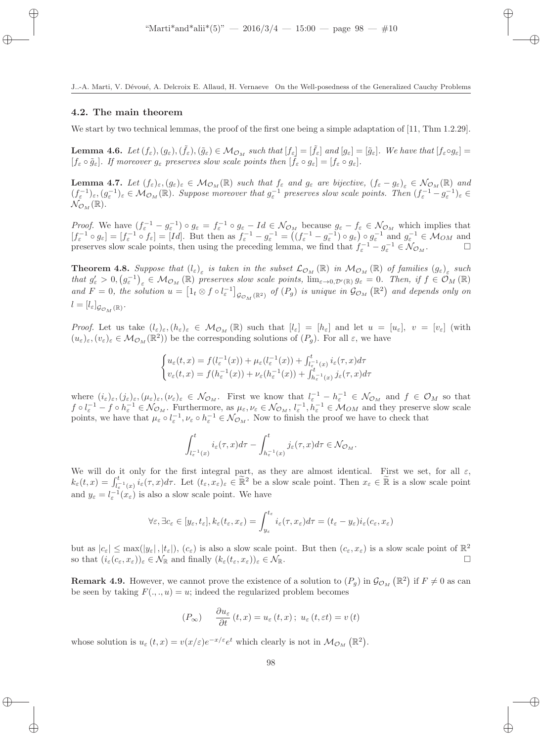### 4.2. The main theorem

We start by two technical lemmas, the proof of the first one being a simple adaptation of [11, Thm 1.2.29].

**Lemma 4.6.** *Let $(f_\varepsilon), (g_\varepsilon), (\tilde{f}_\varepsilon), (\tilde{g}_\varepsilon) \in \mathcal{M}_{\mathcal{O}_M}$ such that $[f_\varepsilon] = [\tilde{f}_\varepsilon]$ and $[g_\varepsilon] = [\tilde{g}_\varepsilon]$. We have that $[f_\varepsilon \circ g_\varepsilon] = [f_\varepsilon \circ \tilde{g}_\varepsilon]$. If moreover $g_\varepsilon$ preserves slow scale points then $[\tilde{f}_\varepsilon \circ g_\varepsilon] = [f_\varepsilon \circ g_\varepsilon]$.*

**Lemma 4.7.** *Let $(f_\varepsilon)_\varepsilon, (g_\varepsilon)_\varepsilon \in \mathcal{M}_{\mathcal{O}_M}(\mathbb{R})$ such that $f_\varepsilon$ and $g_\varepsilon$ are bijective, $(f_\varepsilon - g_\varepsilon)_\varepsilon \in \mathcal{N}_{\mathcal{O}_M}(\mathbb{R})$ and $(f_\varepsilon^{-1})_\varepsilon, (g_\varepsilon^{-1})_\varepsilon \in \mathcal{M}_{\mathcal{O}_M}(\mathbb{R})$. Suppose moreover that $g_\varepsilon^{-1}$ preserves slow scale points. Then $(f_\varepsilon^{-1} - g_\varepsilon^{-1})_\varepsilon \in \mathcal{N}_{\mathcal{O}_M}(\mathbb{R})$.*

*Proof.* We have $(f_\varepsilon^{-1} - g_\varepsilon^{-1}) \circ g_\varepsilon = f_\varepsilon^{-1} \circ g_\varepsilon - Id \in \mathcal{N}_{\mathcal{O}_M}$ because $g_\varepsilon - f_\varepsilon \in \mathcal{N}_{\mathcal{O}_M}$ which implies that $[f_\varepsilon^{-1} \circ g_\varepsilon] = [f_\varepsilon^{-1} \circ f_\varepsilon] = [Id]$. But then as $f_\varepsilon^{-1} - g_\varepsilon^{-1} = \left((f_\varepsilon^{-1} - g_\varepsilon^{-1}) \circ g_\varepsilon\right) \circ g_\varepsilon^{-1}$ and $g_\varepsilon^{-1} \in \mathcal{M}_{OM}$ and preserves slow scale points, then using the preceding lemma, we find that $f_\varepsilon^{-1} - g_\varepsilon^{-1} \in \mathcal{N}_{\mathcal{O}_M}$. $\square$

**Theorem 4.8.** *Suppose that $(l_\varepsilon)_\varepsilon$ is taken in the subset $\mathcal{L}_{\mathcal{O}_M}(\mathbb{R})$ in $\mathcal{M}_{\mathcal{O}_M}(\mathbb{R})$ of families $(g_\varepsilon)_\varepsilon$ such that $g'_\varepsilon > 0, \left(g_\varepsilon^{-1}\right)_\varepsilon \in \mathcal{M}_{\mathcal{O}_M}(\mathbb{R})$ preserves slow scale points, $\lim_{\varepsilon \to 0, \mathcal{D}'(\mathbb{R})} g_\varepsilon = 0$. Then, if $f \in \mathcal{O}_M(\mathbb{R})$ and $F = 0$, the solution $u = \left[1_t \otimes f \circ l_\varepsilon^{-1}\right]_{\mathcal{G}_{\mathcal{O}_M}(\mathbb{R}^2)}$ of $(P_g)$ is unique in $\mathcal{G}_{\mathcal{O}_M}(\mathbb{R}^2)$ and depends only on $l = [l_\varepsilon]_{\mathcal{G}_{\mathcal{O}_M}(\mathbb{R})}$.*

*Proof.* Let us take $(l_\varepsilon)_\varepsilon, (h_\varepsilon)_\varepsilon \in \mathcal{M}_{\mathcal{O}_M}(\mathbb{R})$ such that $[l_\varepsilon] = [h_\varepsilon]$ and let $u = [u_\varepsilon]$, $v = [v_\varepsilon]$ (with $(u_\varepsilon)_\varepsilon, (v_\varepsilon)_\varepsilon \in \mathcal{M}_{\mathcal{O}_M}(\mathbb{R}^2)$) be the corresponding solutions of $(P_g)$. For all $\varepsilon$, we have

$$\begin{cases} u_\varepsilon(t,x) = f(l_\varepsilon^{-1}(x)) + \mu_\varepsilon(l_\varepsilon^{-1}(x)) + \int_{l_\varepsilon^{-1}(x)}^t i_\varepsilon(\tau, x) d\tau \\ v_\varepsilon(t,x) = f(h_\varepsilon^{-1}(x)) + \nu_\varepsilon(h_\varepsilon^{-1}(x)) + \int_{h_\varepsilon^{-1}(x)}^t j_\varepsilon(\tau, x) d\tau \end{cases}$$

where $(i_\varepsilon)_\varepsilon, (j_\varepsilon)_\varepsilon, (\mu_\varepsilon)_\varepsilon, (\nu_\varepsilon)_\varepsilon \in \mathcal{N}_{\mathcal{O}_M}$. First we know that $l_\varepsilon^{-1} - h_\varepsilon^{-1} \in \mathcal{N}_{\mathcal{O}_M}$ and $f \in \mathcal{O}_M$ so that $f \circ l_\varepsilon^{-1} - f \circ h_\varepsilon^{-1} \in \mathcal{N}_{\mathcal{O}_M}$. Furthermore, as $\mu_\varepsilon, \nu_\varepsilon \in \mathcal{N}_{\mathcal{O}_M}$, $l_\varepsilon^{-1}, h_\varepsilon^{-1} \in \mathcal{M}_{OM}$ and they preserve slow scale points, we have that $\mu_\varepsilon \circ l_\varepsilon^{-1}, \nu_\varepsilon \circ h_\varepsilon^{-1} \in \mathcal{N}_{\mathcal{O}_M}$. Now to finish the proof we have to check that

$$\int_{l_\varepsilon^{-1}(x)}^t i_\varepsilon(\tau, x) d\tau - \int_{h_\varepsilon^{-1}(x)}^t j_\varepsilon(\tau, x) d\tau \in \mathcal{N}_{\mathcal{O}_M}.$$

We will do it only for the first integral part, as they are almost identical. First we set, for all $\varepsilon$, $k_\varepsilon(t,x) = \int_{l_\varepsilon^{-1}(x)}^t i_\varepsilon(\tau, x) d\tau$. Let $(t_\varepsilon, x_\varepsilon)_\varepsilon \in \widetilde{\mathbb{R}}^2$ be a slow scale point. Then $x_\varepsilon \in \widetilde{\mathbb{R}}$ is a slow scale point and $y_\varepsilon = l_\varepsilon^{-1}(x_\varepsilon)$ is also a slow scale point. We have

$$\forall \varepsilon, \exists c_\varepsilon \in [y_\varepsilon, t_\varepsilon], k_\varepsilon(t_\varepsilon, x_\varepsilon) = \int_{y_\varepsilon}^{t_\varepsilon} i_\varepsilon(\tau, x_\varepsilon) d\tau = (t_\varepsilon - y_\varepsilon) i_\varepsilon(c_\varepsilon, x_\varepsilon)$$

but as $|c_\varepsilon| \leq \max(|y_\varepsilon|, |t_\varepsilon|)$, $(c_\varepsilon)$ is also a slow scale point. But then $(c_\varepsilon, x_\varepsilon)$ is a slow scale point of $\mathbb{R}^2$ so that $(i_\varepsilon(c_\varepsilon, x_\varepsilon))_\varepsilon \in \mathcal{N}_{\mathbb{R}}$ and finally $(k_\varepsilon(t_\varepsilon, x_\varepsilon))_\varepsilon \in \mathcal{N}_{\mathbb{R}}$. $\square$

**Remark 4.9.** However, we cannot prove the existence of a solution to $(P_g)$ in $\mathcal{G}_{\mathcal{O}_M}(\mathbb{R}^2)$ if $F \neq 0$ as can be seen by taking $F(.,.,u) = u$; indeed the regularized problem becomes

$$(P_\infty) \qquad \frac{\partial u_\varepsilon}{\partial t}(t,x) = u_\varepsilon(t,x)\,;\; u_\varepsilon(t, \varepsilon t) = v(t)$$

whose solution is $u_\varepsilon(t,x) = v(x/\varepsilon) e^{-x/\varepsilon} e^t$ which clearly is not in $\mathcal{M}_{\mathcal{O}_M}(\mathbb{R}^2)$.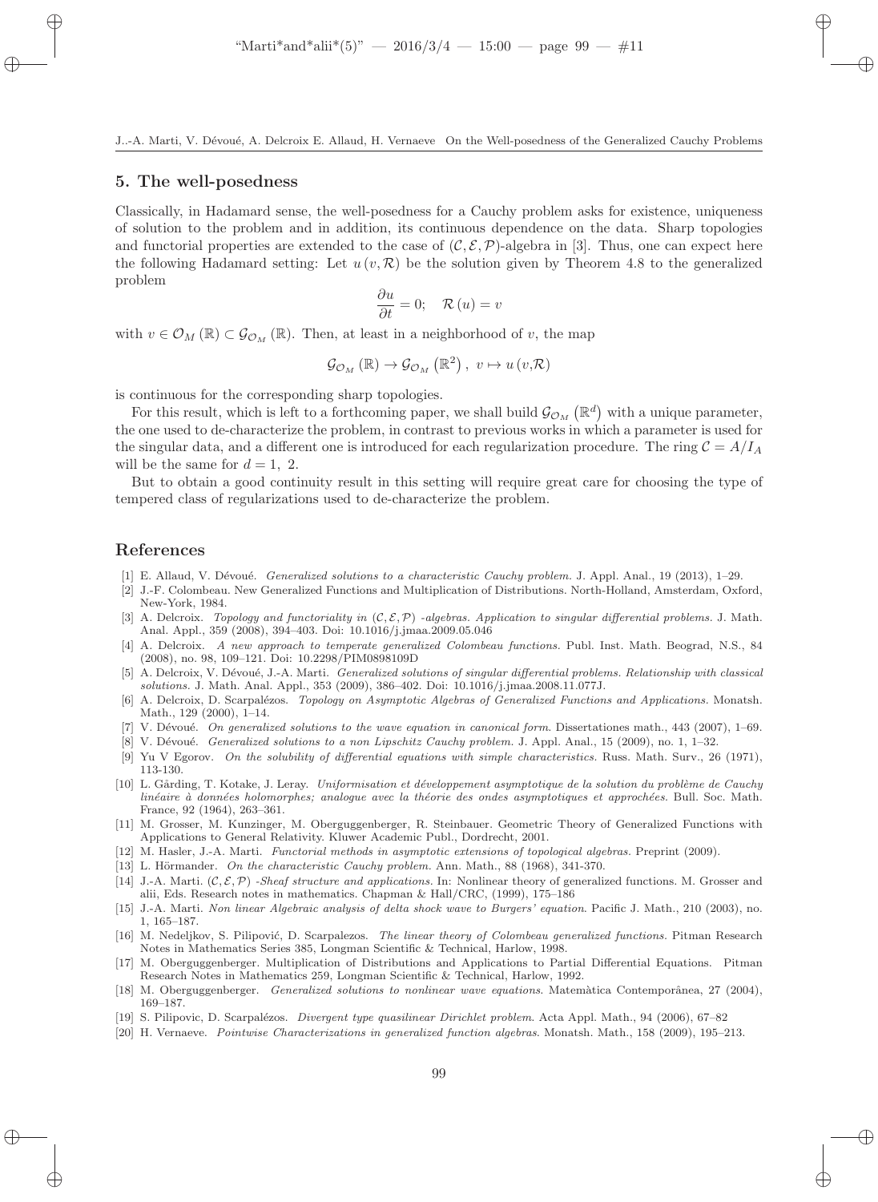## 5. The well-posedness

Classically, in Hadamard sense, the well-posedness for a Cauchy problem asks for existence, uniqueness of solution to the problem and in addition, its continuous dependence on the data. Sharp topologies and functorial properties are extended to the case of $(\mathcal{C}, \mathcal{E}, \mathcal{P})$-algebra in [3]. Thus, one can expect here the following Hadamard setting: Let $u(v, \mathcal{R})$ be the solution given by Theorem 4.8 to the generalized problem

$$\frac{\partial u}{\partial t} = 0; \quad \mathcal{R}(u) = v$$

with $v \in \mathcal{O}_M(\mathbb{R}) \subset \mathcal{G}_{\mathcal{O}_M}(\mathbb{R})$. Then, at least in a neighborhood of $v$, the map

$$\mathcal{G}_{\mathcal{O}_M}(\mathbb{R}) \to \mathcal{G}_{\mathcal{O}_M}\left(\mathbb{R}^2\right), \ v \mapsto u(v, \mathcal{R})$$

is continuous for the corresponding sharp topologies.

For this result, which is left to a forthcoming paper, we shall build $\mathcal{G}_{\mathcal{O}_M}\left(\mathbb{R}^d\right)$ with a unique parameter, the one used to de-characterize the problem, in contrast to previous works in which a parameter is used for the singular data, and a different one is introduced for each regularization procedure. The ring $\mathcal{C} = A/I_A$ will be the same for $d = 1, 2$.

But to obtain a good continuity result in this setting will require great care for choosing the type of tempered class of regularizations used to de-characterize the problem.

## References

[1] E. Allaud, V. Dévoué. *Generalized solutions to a characteristic Cauchy problem.* J. Appl. Anal., 19 (2013), 1–29.

[2] J.-F. Colombeau. New Generalized Functions and Multiplication of Distributions. North-Holland, Amsterdam, Oxford, New-York, 1984.

[3] A. Delcroix. *Topology and functoriality in $(\mathcal{C}, \mathcal{E}, \mathcal{P})$ -algebras. Application to singular differential problems.* J. Math. Anal. Appl., 359 (2008), 394–403. Doi: 10.1016/j.jmaa.2009.05.046

[4] A. Delcroix. *A new approach to temperate generalized Colombeau functions.* Publ. Inst. Math. Beograd, N.S., 84 (2008), no. 98, 109–121. Doi: 10.2298/PIM0898109D

[5] A. Delcroix, V. Dévoué, J.-A. Marti. *Generalized solutions of singular differential problems. Relationship with classical solutions.* J. Math. Anal. Appl., 353 (2009), 386–402. Doi: 10.1016/j.jmaa.2008.11.077J.

[6] A. Delcroix, D. Scarpalézos. *Topology on Asymptotic Algebras of Generalized Functions and Applications.* Monatsh. Math., 129 (2000), 1–14.

[7] V. Dévoué. *On generalized solutions to the wave equation in canonical form.* Dissertationes math., 443 (2007), 1–69.

[8] V. Dévoué. *Generalized solutions to a non Lipschitz Cauchy problem.* J. Appl. Anal., 15 (2009), no. 1, 1–32.

[9] Yu V Egorov. *On the solubility of differential equations with simple characteristics.* Russ. Math. Surv., 26 (1971), 113-130.

[10] L. Gårding, T. Kotake, J. Leray. *Uniformisation et développement asymptotique de la solution du problème de Cauchy linéaire à données holomorphes; analogue avec la théorie des ondes asymptotiques et approchées.* Bull. Soc. Math. France, 92 (1964), 263–361.

[11] M. Grosser, M. Kunzinger, M. Oberguggenberger, R. Steinbauer. Geometric Theory of Generalized Functions with Applications to General Relativity. Kluwer Academic Publ., Dordrecht, 2001.

[12] M. Hasler, J.-A. Marti. *Functorial methods in asymptotic extensions of topological algebras.* Preprint (2009).

[13] L. Hörmander. *On the characteristic Cauchy problem.* Ann. Math., 88 (1968), 341-370.

[14] J.-A. Marti. $(\mathcal{C}, \mathcal{E}, \mathcal{P})$ *-Sheaf structure and applications.* In: Nonlinear theory of generalized functions. M. Grosser and alii, Eds. Research notes in mathematics. Chapman & Hall/CRC, (1999), 175–186

[15] J.-A. Marti. *Non linear Algebraic analysis of delta shock wave to Burgers' equation.* Pacific J. Math., 210 (2003), no. 1, 165–187.

[16] M. Nedeljkov, S. Pilipović, D. Scarpalezos. *The linear theory of Colombeau generalized functions.* Pitman Research Notes in Mathematics Series 385, Longman Scientific & Technical, Harlow, 1998.

[17] M. Oberguggenberger. Multiplication of Distributions and Applications to Partial Differential Equations. Pitman Research Notes in Mathematics 259, Longman Scientific & Technical, Harlow, 1992.

[18] M. Oberguggenberger. *Generalized solutions to nonlinear wave equations.* Matemàtica Contemporânea, 27 (2004), 169–187.

[19] S. Pilipovic, D. Scarpalézos. *Divergent type quasilinear Dirichlet problem.* Acta Appl. Math., 94 (2006), 67–82

[20] H. Vernaeve. *Pointwise Characterizations in generalized function algebras.* Monatsh. Math., 158 (2009), 195–213.